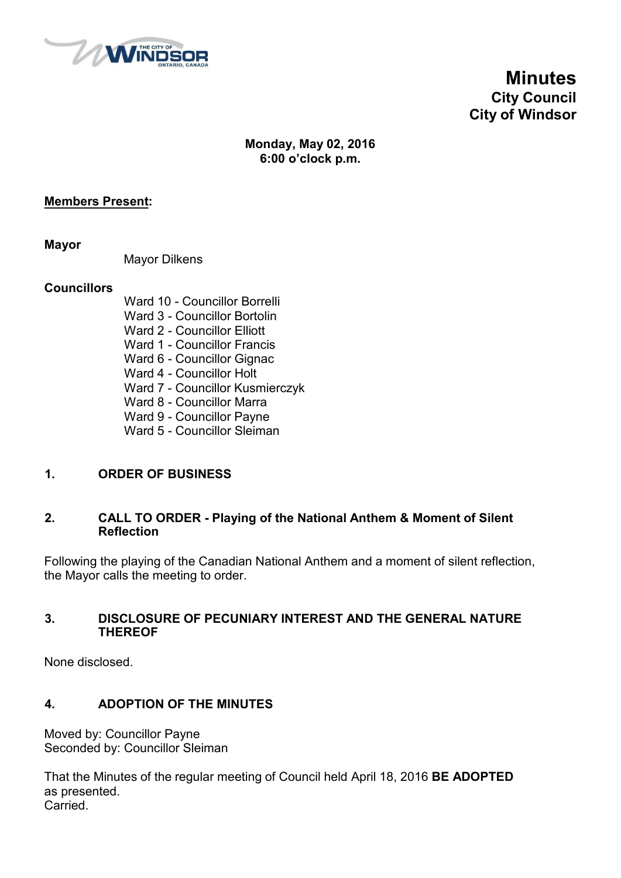# Minutes
## City Council
## City of Windsor

**Monday, May 02, 2016**
**6:00 o'clock p.m.**

**Members Present:**

**Mayor**

Mayor Dilkens

**Councillors**

Ward 10 - Councillor Borrelli
Ward 3 - Councillor Bortolin
Ward 2 - Councillor Elliott
Ward 1 - Councillor Francis
Ward 6 - Councillor Gignac
Ward 4 - Councillor Holt
Ward 7 - Councillor Kusmierczyk
Ward 8 - Councillor Marra
Ward 9 - Councillor Payne
Ward 5 - Councillor Sleiman

## 1. ORDER OF BUSINESS

## 2. CALL TO ORDER - Playing of the National Anthem & Moment of Silent Reflection

Following the playing of the Canadian National Anthem and a moment of silent reflection, the Mayor calls the meeting to order.

## 3. DISCLOSURE OF PECUNIARY INTEREST AND THE GENERAL NATURE THEREOF

None disclosed.

## 4. ADOPTION OF THE MINUTES

Moved by: Councillor Payne
Seconded by: Councillor Sleiman

That the Minutes of the regular meeting of Council held April 18, 2016 **BE ADOPTED** as presented.
Carried.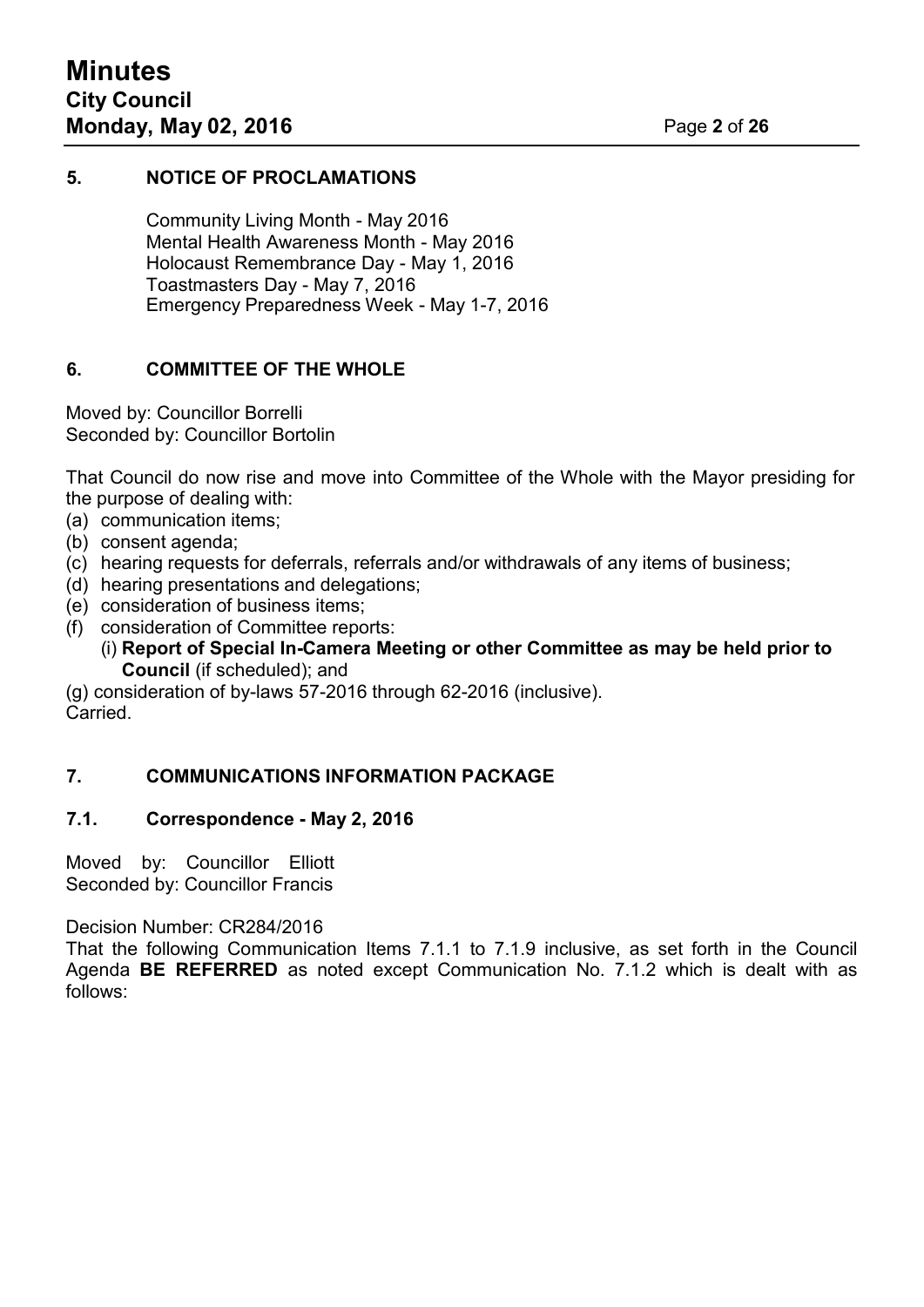## 5. NOTICE OF PROCLAMATIONS

Community Living Month - May 2016
Mental Health Awareness Month - May 2016
Holocaust Remembrance Day - May 1, 2016
Toastmasters Day - May 7, 2016
Emergency Preparedness Week - May 1-7, 2016

## 6. COMMITTEE OF THE WHOLE

Moved by: Councillor Borrelli
Seconded by: Councillor Bortolin

That Council do now rise and move into Committee of the Whole with the Mayor presiding for the purpose of dealing with:

(a) communication items;
(b) consent agenda;
(c) hearing requests for deferrals, referrals and/or withdrawals of any items of business;
(d) hearing presentations and delegations;
(e) consideration of business items;
(f) consideration of Committee reports:
   (i) **Report of Special In-Camera Meeting or other Committee as may be held prior to Council** (if scheduled); and
(g) consideration of by-laws 57-2016 through 62-2016 (inclusive).

Carried.

## 7. COMMUNICATIONS INFORMATION PACKAGE

### 7.1. Correspondence - May 2, 2016

Moved by: Councillor Elliott
Seconded by: Councillor Francis

Decision Number: CR284/2016
That the following Communication Items 7.1.1 to 7.1.9 inclusive, as set forth in the Council Agenda **BE REFERRED** as noted except Communication No. 7.1.2 which is dealt with as follows: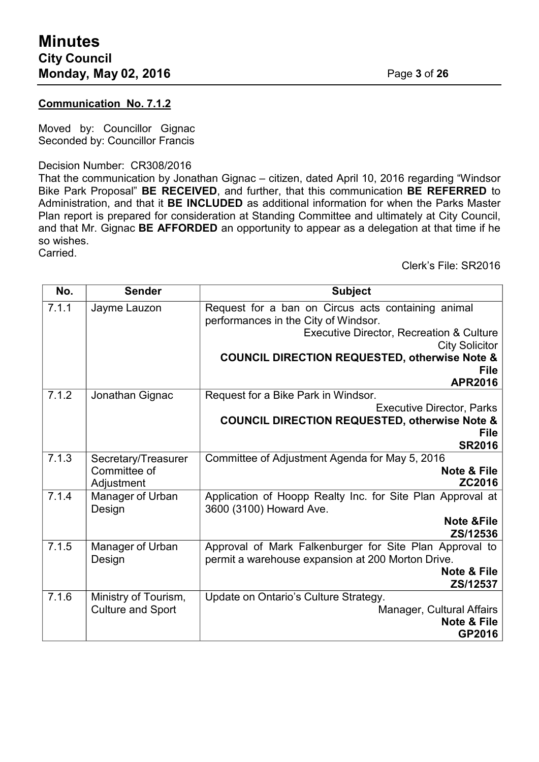**Communication No. 7.1.2**

Moved by: Councillor Gignac
Seconded by: Councillor Francis

Decision Number: CR308/2016
That the communication by Jonathan Gignac – citizen, dated April 10, 2016 regarding "Windsor Bike Park Proposal" **BE RECEIVED**, and further, that this communication **BE REFERRED** to Administration, and that it **BE INCLUDED** as additional information for when the Parks Master Plan report is prepared for consideration at Standing Committee and ultimately at City Council, and that Mr. Gignac **BE AFFORDED** an opportunity to appear as a delegation at that time if he so wishes.
Carried.

Clerk's File: SR2016

| No. | Sender | Subject |
|---|---|---|
| 7.1.1 | Jayme Lauzon | Request for a ban on Circus acts containing animal performances in the City of Windsor. Executive Director, Recreation & Culture City Solicitor **COUNCIL DIRECTION REQUESTED, otherwise Note & File APR2016** |
| 7.1.2 | Jonathan Gignac | Request for a Bike Park in Windsor. Executive Director, Parks **COUNCIL DIRECTION REQUESTED, otherwise Note & File SR2016** |
| 7.1.3 | Secretary/Treasurer Committee of Adjustment | Committee of Adjustment Agenda for May 5, 2016 **Note & File ZC2016** |
| 7.1.4 | Manager of Urban Design | Application of Hoopp Realty Inc. for Site Plan Approval at 3600 (3100) Howard Ave. **Note &File ZS/12536** |
| 7.1.5 | Manager of Urban Design | Approval of Mark Falkenburger for Site Plan Approval to permit a warehouse expansion at 200 Morton Drive. **Note & File ZS/12537** |
| 7.1.6 | Ministry of Tourism, Culture and Sport | Update on Ontario's Culture Strategy. Manager, Cultural Affairs **Note & File GP2016** |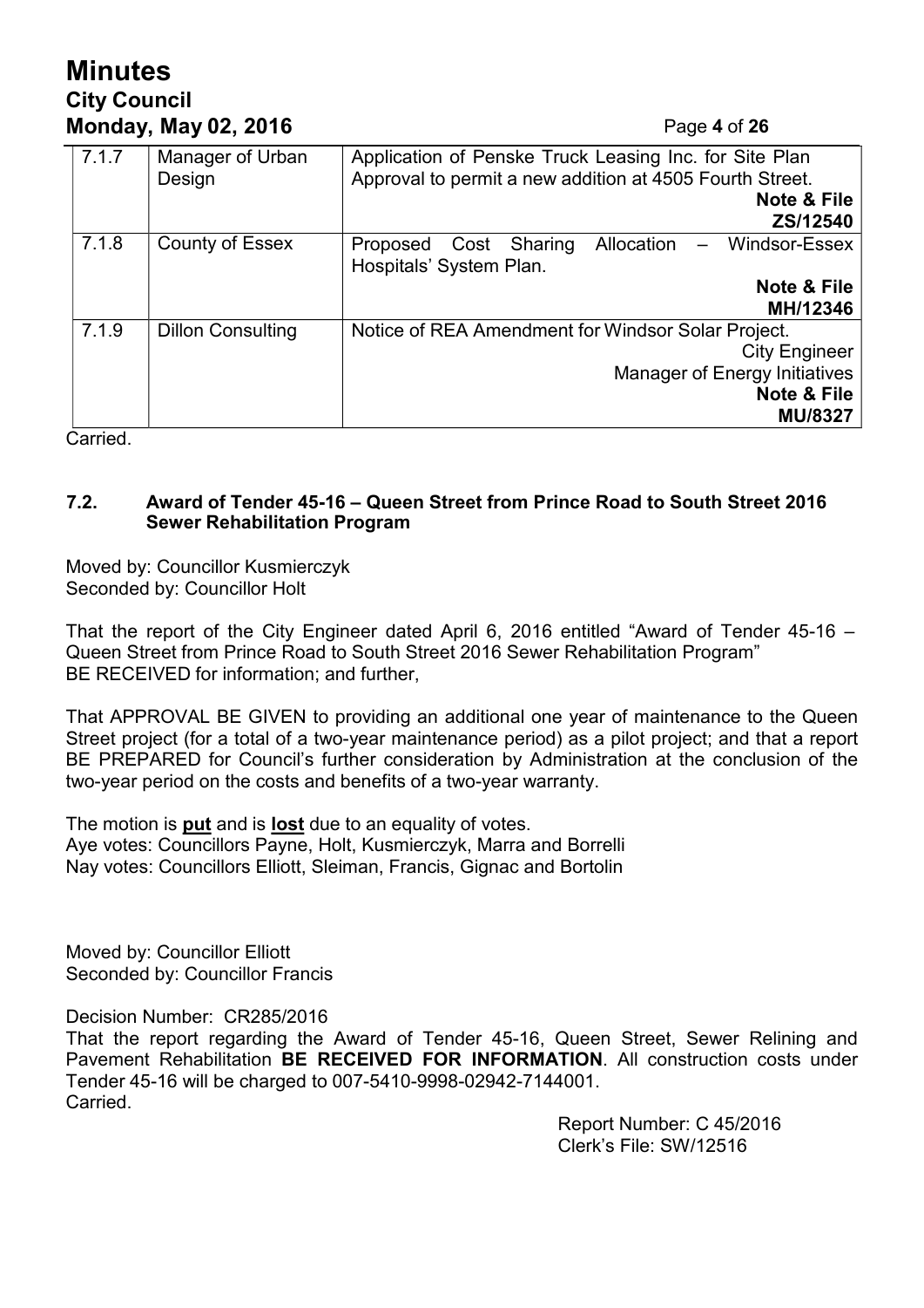| 7.1.7 | Manager of Urban Design | Application of Penske Truck Leasing Inc. for Site Plan Approval to permit a new addition at 4505 Fourth Street. **Note & File** **ZS/12540** |
|---|---|---|
| 7.1.8 | County of Essex | Proposed Cost Sharing Allocation – Windsor-Essex Hospitals' System Plan. **Note & File** **MH/12346** |
| 7.1.9 | Dillon Consulting | Notice of REA Amendment for Windsor Solar Project. City Engineer Manager of Energy Initiatives **Note & File** **MU/8327** |

Carried.

### 7.2. Award of Tender 45-16 – Queen Street from Prince Road to South Street 2016 Sewer Rehabilitation Program

Moved by: Councillor Kusmierczyk
Seconded by: Councillor Holt

That the report of the City Engineer dated April 6, 2016 entitled "Award of Tender 45-16 – Queen Street from Prince Road to South Street 2016 Sewer Rehabilitation Program" BE RECEIVED for information; and further,

That APPROVAL BE GIVEN to providing an additional one year of maintenance to the Queen Street project (for a total of a two-year maintenance period) as a pilot project; and that a report BE PREPARED for Council's further consideration by Administration at the conclusion of the two-year period on the costs and benefits of a two-year warranty.

The motion is **put** and is **lost** due to an equality of votes.
Aye votes: Councillors Payne, Holt, Kusmierczyk, Marra and Borrelli
Nay votes: Councillors Elliott, Sleiman, Francis, Gignac and Bortolin

Moved by: Councillor Elliott
Seconded by: Councillor Francis

Decision Number: CR285/2016
That the report regarding the Award of Tender 45-16, Queen Street, Sewer Relining and Pavement Rehabilitation **BE RECEIVED FOR INFORMATION**. All construction costs under Tender 45-16 will be charged to 007-5410-9998-02942-7144001.
Carried.

Report Number: C 45/2016
Clerk's File: SW/12516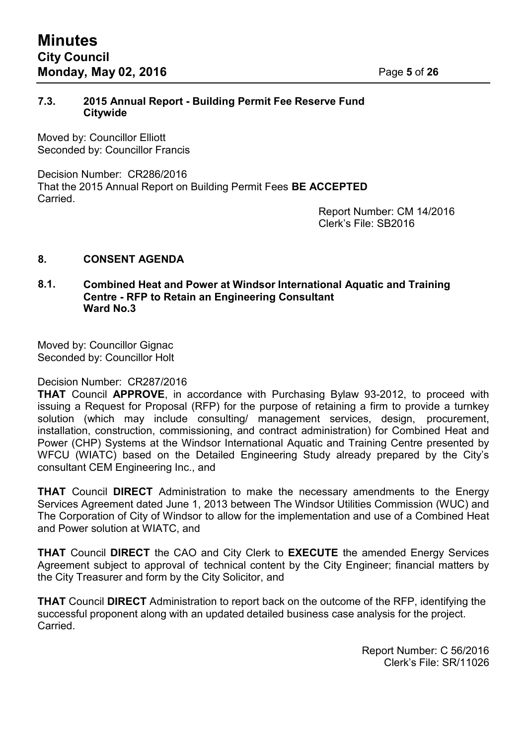### 7.3. 2015 Annual Report - Building Permit Fee Reserve Fund Citywide

Moved by: Councillor Elliott
Seconded by: Councillor Francis

Decision Number: CR286/2016
That the 2015 Annual Report on Building Permit Fees **BE ACCEPTED**
Carried.

Report Number: CM 14/2016
Clerk's File: SB2016

## 8. CONSENT AGENDA

### 8.1. Combined Heat and Power at Windsor International Aquatic and Training Centre - RFP to Retain an Engineering Consultant Ward No.3

Moved by: Councillor Gignac
Seconded by: Councillor Holt

Decision Number: CR287/2016
**THAT** Council **APPROVE**, in accordance with Purchasing Bylaw 93-2012, to proceed with issuing a Request for Proposal (RFP) for the purpose of retaining a firm to provide a turnkey solution (which may include consulting/ management services, design, procurement, installation, construction, commissioning, and contract administration) for Combined Heat and Power (CHP) Systems at the Windsor International Aquatic and Training Centre presented by WFCU (WIATC) based on the Detailed Engineering Study already prepared by the City's consultant CEM Engineering Inc., and

**THAT** Council **DIRECT** Administration to make the necessary amendments to the Energy Services Agreement dated June 1, 2013 between The Windsor Utilities Commission (WUC) and The Corporation of City of Windsor to allow for the implementation and use of a Combined Heat and Power solution at WIATC, and

**THAT** Council **DIRECT** the CAO and City Clerk to **EXECUTE** the amended Energy Services Agreement subject to approval of technical content by the City Engineer; financial matters by the City Treasurer and form by the City Solicitor, and

**THAT** Council **DIRECT** Administration to report back on the outcome of the RFP, identifying the successful proponent along with an updated detailed business case analysis for the project.
Carried.

Report Number: C 56/2016
Clerk's File: SR/11026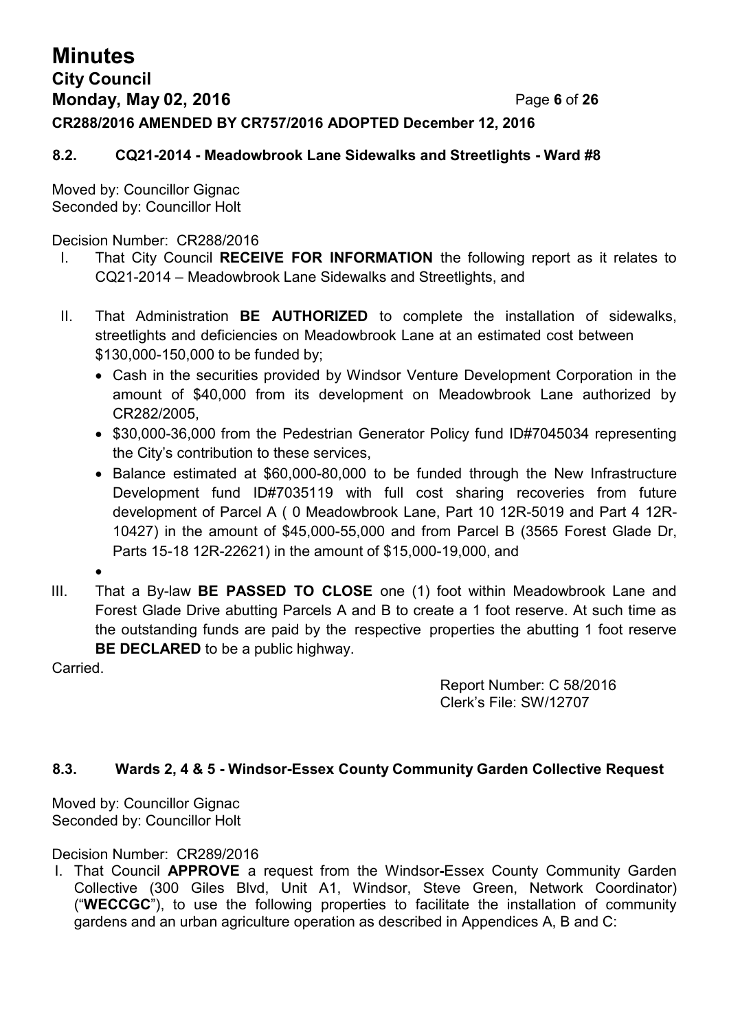**CR288/2016 AMENDED BY CR757/2016 ADOPTED December 12, 2016**

### 8.2. CQ21-2014 - Meadowbrook Lane Sidewalks and Streetlights - Ward #8

Moved by: Councillor Gignac
Seconded by: Councillor Holt

Decision Number: CR288/2016

I. That City Council **RECEIVE FOR INFORMATION** the following report as it relates to CQ21-2014 – Meadowbrook Lane Sidewalks and Streetlights, and

II. That Administration **BE AUTHORIZED** to complete the installation of sidewalks, streetlights and deficiencies on Meadowbrook Lane at an estimated cost between $130,000-150,000 to be funded by;
   - Cash in the securities provided by Windsor Venture Development Corporation in the amount of $40,000 from its development on Meadowbrook Lane authorized by CR282/2005,
   - $30,000-36,000 from the Pedestrian Generator Policy fund ID#7045034 representing the City's contribution to these services,
   - Balance estimated at $60,000-80,000 to be funded through the New Infrastructure Development fund ID#7035119 with full cost sharing recoveries from future development of Parcel A ( 0 Meadowbrook Lane, Part 10 12R-5019 and Part 4 12R-10427) in the amount of $45,000-55,000 and from Parcel B (3565 Forest Glade Dr, Parts 15-18 12R-22621) in the amount of $15,000-19,000, and
   -

III. That a By-law **BE PASSED TO CLOSE** one (1) foot within Meadowbrook Lane and Forest Glade Drive abutting Parcels A and B to create a 1 foot reserve. At such time as the outstanding funds are paid by the respective properties the abutting 1 foot reserve **BE DECLARED** to be a public highway.

Carried.

Report Number: C 58/2016
Clerk's File: SW/12707

### 8.3. Wards 2, 4 & 5 - Windsor-Essex County Community Garden Collective Request

Moved by: Councillor Gignac
Seconded by: Councillor Holt

Decision Number: CR289/2016

I. That Council **APPROVE** a request from the Windsor-Essex County Community Garden Collective (300 Giles Blvd, Unit A1, Windsor, Steve Green, Network Coordinator) ("**WECCGC**"), to use the following properties to facilitate the installation of community gardens and an urban agriculture operation as described in Appendices A, B and C: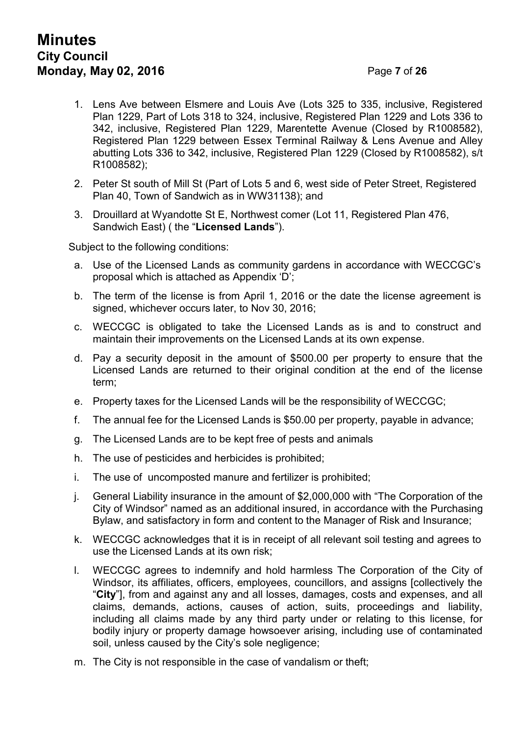1. Lens Ave between Elsmere and Louis Ave (Lots 325 to 335, inclusive, Registered Plan 1229, Part of Lots 318 to 324, inclusive, Registered Plan 1229 and Lots 336 to 342, inclusive, Registered Plan 1229, Marentette Avenue (Closed by R1008582), Registered Plan 1229 between Essex Terminal Railway & Lens Avenue and Alley abutting Lots 336 to 342, inclusive, Registered Plan 1229 (Closed by R1008582), s/t R1008582);
2. Peter St south of Mill St (Part of Lots 5 and 6, west side of Peter Street, Registered Plan 40, Town of Sandwich as in WW31138); and
3. Drouillard at Wyandotte St E, Northwest comer (Lot 11, Registered Plan 476, Sandwich East) ( the "**Licensed Lands**").

Subject to the following conditions:

a. Use of the Licensed Lands as community gardens in accordance with WECCGC's proposal which is attached as Appendix 'D';
b. The term of the license is from April 1, 2016 or the date the license agreement is signed, whichever occurs later, to Nov 30, 2016;
c. WECCGC is obligated to take the Licensed Lands as is and to construct and maintain their improvements on the Licensed Lands at its own expense.
d. Pay a security deposit in the amount of $500.00 per property to ensure that the Licensed Lands are returned to their original condition at the end of the license term;
e. Property taxes for the Licensed Lands will be the responsibility of WECCGC;
f. The annual fee for the Licensed Lands is $50.00 per property, payable in advance;
g. The Licensed Lands are to be kept free of pests and animals
h. The use of pesticides and herbicides is prohibited;
i. The use of uncomposted manure and fertilizer is prohibited;
j. General Liability insurance in the amount of $2,000,000 with "The Corporation of the City of Windsor" named as an additional insured, in accordance with the Purchasing Bylaw, and satisfactory in form and content to the Manager of Risk and Insurance;
k. WECCGC acknowledges that it is in receipt of all relevant soil testing and agrees to use the Licensed Lands at its own risk;
l. WECCGC agrees to indemnify and hold harmless The Corporation of the City of Windsor, its affiliates, officers, employees, councillors, and assigns [collectively the "**City**"], from and against any and all losses, damages, costs and expenses, and all claims, demands, actions, causes of action, suits, proceedings and liability, including all claims made by any third party under or relating to this license, for bodily injury or property damage howsoever arising, including use of contaminated soil, unless caused by the City's sole negligence;
m. The City is not responsible in the case of vandalism or theft;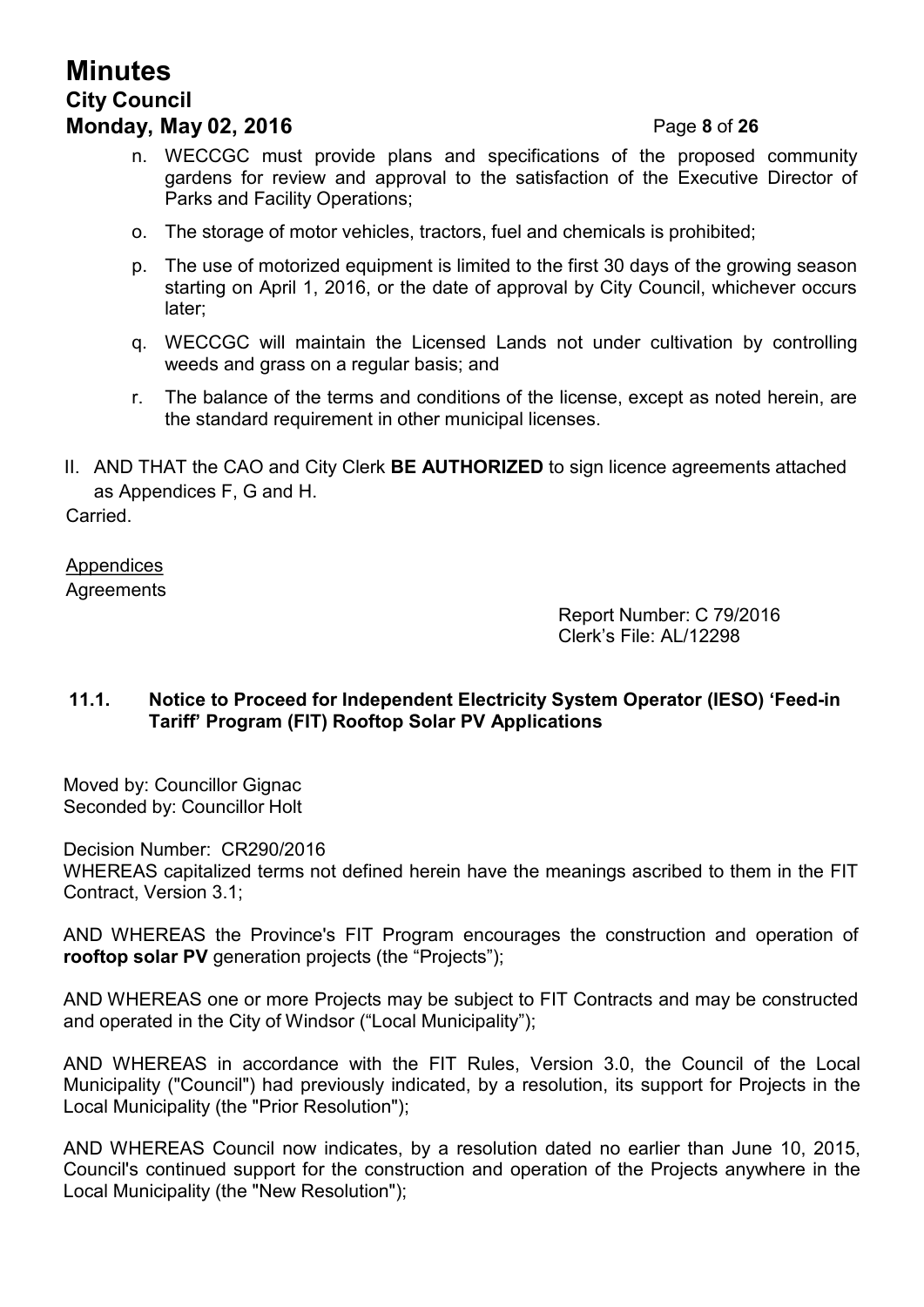n. WECCGC must provide plans and specifications of the proposed community gardens for review and approval to the satisfaction of the Executive Director of Parks and Facility Operations;

o. The storage of motor vehicles, tractors, fuel and chemicals is prohibited;

p. The use of motorized equipment is limited to the first 30 days of the growing season starting on April 1, 2016, or the date of approval by City Council, whichever occurs later;

q. WECCGC will maintain the Licensed Lands not under cultivation by controlling weeds and grass on a regular basis; and

r. The balance of the terms and conditions of the license, except as noted herein, are the standard requirement in other municipal licenses.

II. AND THAT the CAO and City Clerk **BE AUTHORIZED** to sign licence agreements attached as Appendices F, G and H.

Carried.

Appendices
Agreements

Report Number: C 79/2016
Clerk's File: AL/12298

### 11.1. Notice to Proceed for Independent Electricity System Operator (IESO) 'Feed-in Tariff' Program (FIT) Rooftop Solar PV Applications

Moved by: Councillor Gignac
Seconded by: Councillor Holt

Decision Number: CR290/2016
WHEREAS capitalized terms not defined herein have the meanings ascribed to them in the FIT Contract, Version 3.1;

AND WHEREAS the Province's FIT Program encourages the construction and operation of **rooftop solar PV** generation projects (the "Projects");

AND WHEREAS one or more Projects may be subject to FIT Contracts and may be constructed and operated in the City of Windsor ("Local Municipality");

AND WHEREAS in accordance with the FIT Rules, Version 3.0, the Council of the Local Municipality ("Council") had previously indicated, by a resolution, its support for Projects in the Local Municipality (the "Prior Resolution");

AND WHEREAS Council now indicates, by a resolution dated no earlier than June 10, 2015, Council's continued support for the construction and operation of the Projects anywhere in the Local Municipality (the "New Resolution");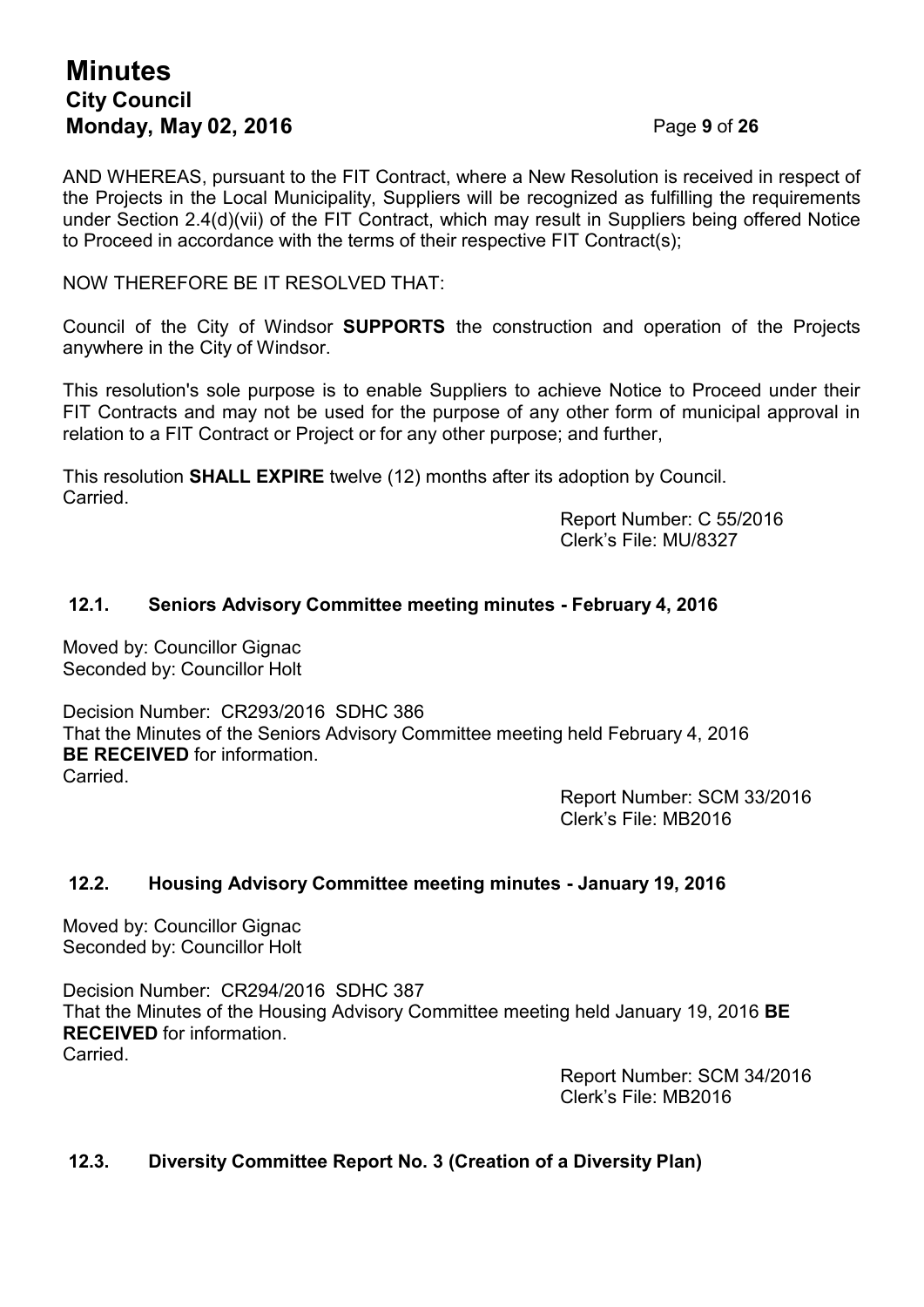AND WHEREAS, pursuant to the FIT Contract, where a New Resolution is received in respect of the Projects in the Local Municipality, Suppliers will be recognized as fulfilling the requirements under Section 2.4(d)(vii) of the FIT Contract, which may result in Suppliers being offered Notice to Proceed in accordance with the terms of their respective FIT Contract(s);

NOW THEREFORE BE IT RESOLVED THAT:

Council of the City of Windsor **SUPPORTS** the construction and operation of the Projects anywhere in the City of Windsor.

This resolution's sole purpose is to enable Suppliers to achieve Notice to Proceed under their FIT Contracts and may not be used for the purpose of any other form of municipal approval in relation to a FIT Contract or Project or for any other purpose; and further,

This resolution **SHALL EXPIRE** twelve (12) months after its adoption by Council.
Carried.

Report Number: C 55/2016
Clerk's File: MU/8327

### 12.1. Seniors Advisory Committee meeting minutes - February 4, 2016

Moved by: Councillor Gignac
Seconded by: Councillor Holt

Decision Number: CR293/2016 SDHC 386
That the Minutes of the Seniors Advisory Committee meeting held February 4, 2016 **BE RECEIVED** for information.
Carried.

Report Number: SCM 33/2016
Clerk's File: MB2016

### 12.2. Housing Advisory Committee meeting minutes - January 19, 2016

Moved by: Councillor Gignac
Seconded by: Councillor Holt

Decision Number: CR294/2016 SDHC 387
That the Minutes of the Housing Advisory Committee meeting held January 19, 2016 **BE RECEIVED** for information.
Carried.

Report Number: SCM 34/2016
Clerk's File: MB2016

### 12.3. Diversity Committee Report No. 3 (Creation of a Diversity Plan)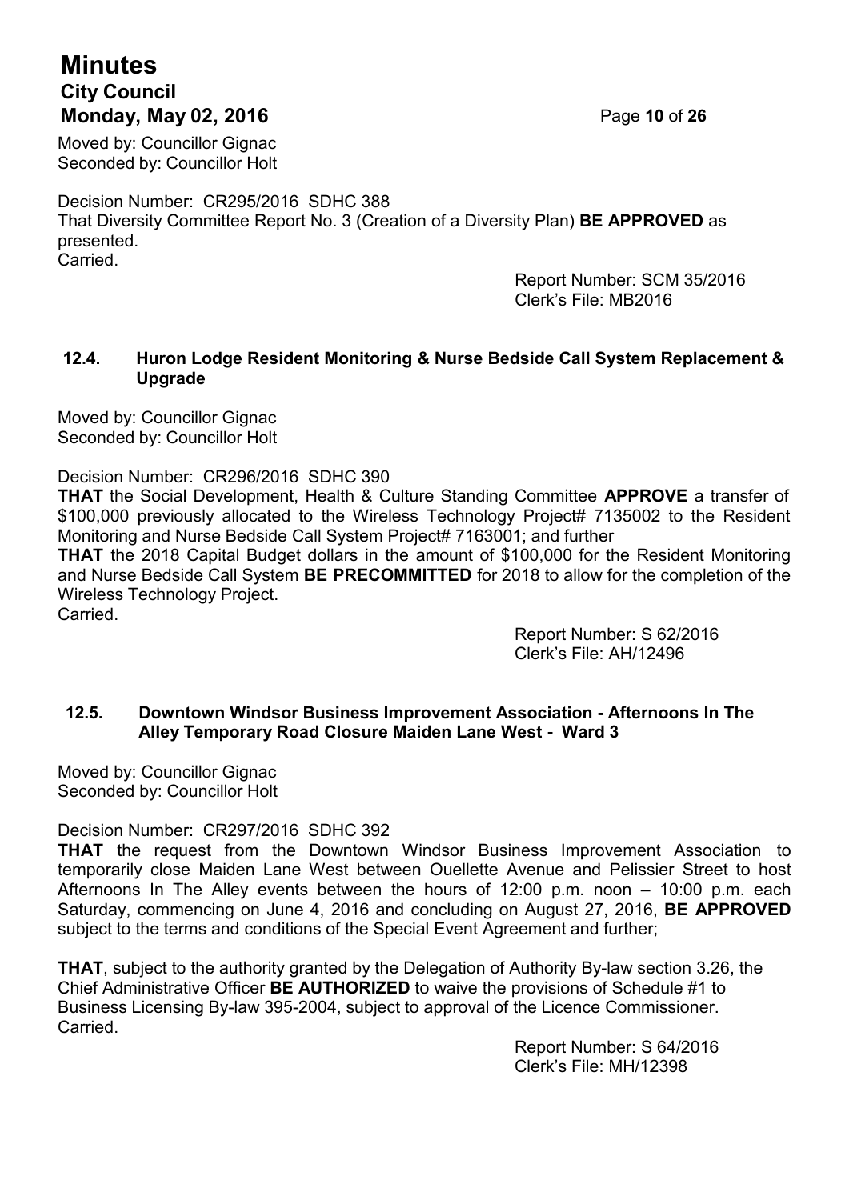Moved by: Councillor Gignac
Seconded by: Councillor Holt

Decision Number: CR295/2016 SDHC 388
That Diversity Committee Report No. 3 (Creation of a Diversity Plan) **BE APPROVED** as presented.
Carried.

Report Number: SCM 35/2016
Clerk's File: MB2016

### 12.4. Huron Lodge Resident Monitoring & Nurse Bedside Call System Replacement & Upgrade

Moved by: Councillor Gignac
Seconded by: Councillor Holt

Decision Number: CR296/2016 SDHC 390
**THAT** the Social Development, Health & Culture Standing Committee **APPROVE** a transfer of $100,000 previously allocated to the Wireless Technology Project# 7135002 to the Resident Monitoring and Nurse Bedside Call System Project# 7163001; and further
**THAT** the 2018 Capital Budget dollars in the amount of $100,000 for the Resident Monitoring and Nurse Bedside Call System **BE PRECOMMITTED** for 2018 to allow for the completion of the Wireless Technology Project.
Carried.

Report Number: S 62/2016
Clerk's File: AH/12496

### 12.5. Downtown Windsor Business Improvement Association - Afternoons In The Alley Temporary Road Closure Maiden Lane West - Ward 3

Moved by: Councillor Gignac
Seconded by: Councillor Holt

Decision Number: CR297/2016 SDHC 392
**THAT** the request from the Downtown Windsor Business Improvement Association to temporarily close Maiden Lane West between Ouellette Avenue and Pelissier Street to host Afternoons In The Alley events between the hours of 12:00 p.m. noon – 10:00 p.m. each Saturday, commencing on June 4, 2016 and concluding on August 27, 2016, **BE APPROVED** subject to the terms and conditions of the Special Event Agreement and further;

**THAT**, subject to the authority granted by the Delegation of Authority By-law section 3.26, the Chief Administrative Officer **BE AUTHORIZED** to waive the provisions of Schedule #1 to Business Licensing By-law 395-2004, subject to approval of the Licence Commissioner.
Carried.

Report Number: S 64/2016
Clerk's File: MH/12398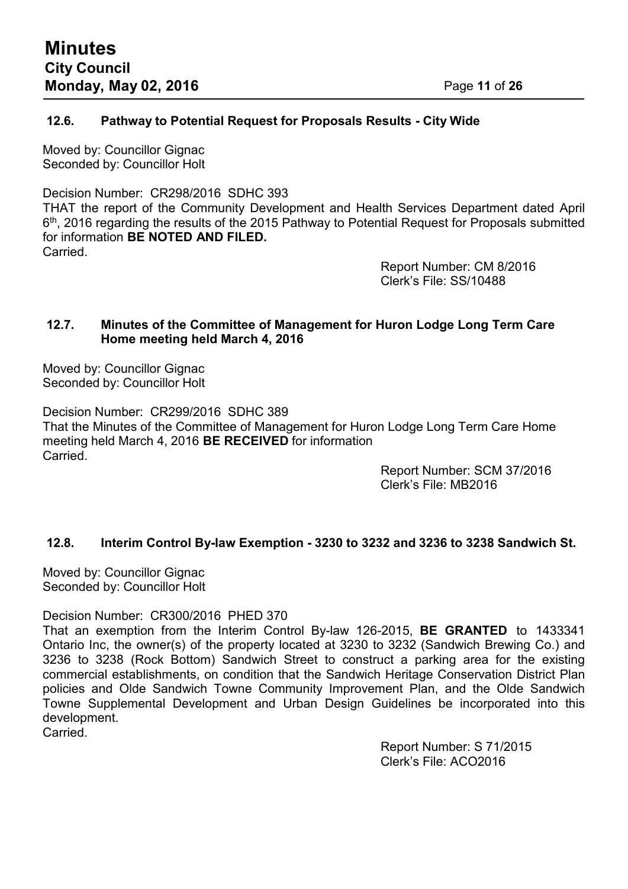### 12.6. Pathway to Potential Request for Proposals Results - City Wide

Moved by: Councillor Gignac
Seconded by: Councillor Holt

Decision Number: CR298/2016 SDHC 393
THAT the report of the Community Development and Health Services Department dated April 6th, 2016 regarding the results of the 2015 Pathway to Potential Request for Proposals submitted for information **BE NOTED AND FILED.**
Carried.

Report Number: CM 8/2016
Clerk's File: SS/10488

### 12.7. Minutes of the Committee of Management for Huron Lodge Long Term Care Home meeting held March 4, 2016

Moved by: Councillor Gignac
Seconded by: Councillor Holt

Decision Number: CR299/2016 SDHC 389
That the Minutes of the Committee of Management for Huron Lodge Long Term Care Home meeting held March 4, 2016 **BE RECEIVED** for information
Carried.

Report Number: SCM 37/2016
Clerk's File: MB2016

### 12.8. Interim Control By-law Exemption - 3230 to 3232 and 3236 to 3238 Sandwich St.

Moved by: Councillor Gignac
Seconded by: Councillor Holt

Decision Number: CR300/2016 PHED 370
That an exemption from the Interim Control By-law 126-2015, **BE GRANTED** to 1433341 Ontario Inc, the owner(s) of the property located at 3230 to 3232 (Sandwich Brewing Co.) and 3236 to 3238 (Rock Bottom) Sandwich Street to construct a parking area for the existing commercial establishments, on condition that the Sandwich Heritage Conservation District Plan policies and Olde Sandwich Towne Community Improvement Plan, and the Olde Sandwich Towne Supplemental Development and Urban Design Guidelines be incorporated into this development.
Carried.

Report Number: S 71/2015
Clerk's File: ACO2016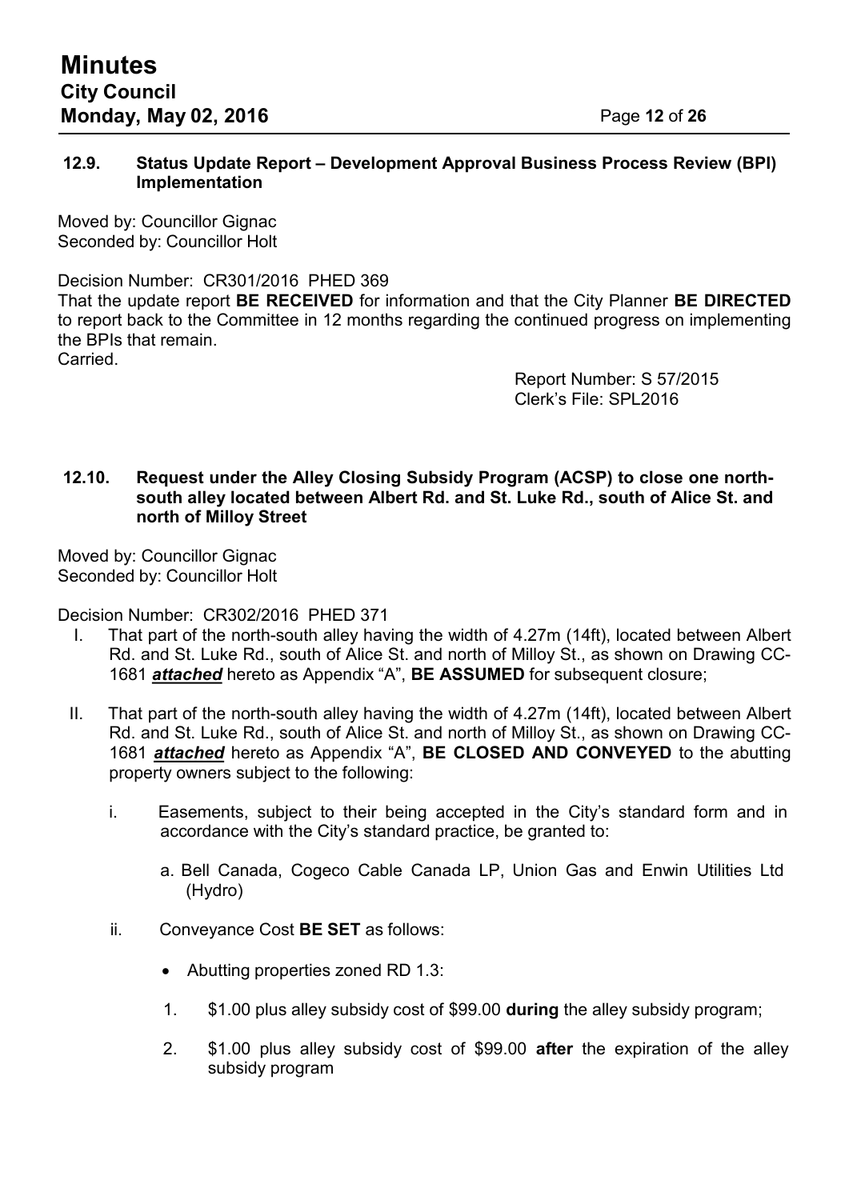### 12.9. Status Update Report – Development Approval Business Process Review (BPI) Implementation

Moved by: Councillor Gignac
Seconded by: Councillor Holt

Decision Number: CR301/2016 PHED 369
That the update report **BE RECEIVED** for information and that the City Planner **BE DIRECTED** to report back to the Committee in 12 months regarding the continued progress on implementing the BPIs that remain.
Carried.

Report Number: S 57/2015
Clerk's File: SPL2016

### 12.10. Request under the Alley Closing Subsidy Program (ACSP) to close one north-south alley located between Albert Rd. and St. Luke Rd., south of Alice St. and north of Milloy Street

Moved by: Councillor Gignac
Seconded by: Councillor Holt

Decision Number: CR302/2016 PHED 371

I. That part of the north-south alley having the width of 4.27m (14ft), located between Albert Rd. and St. Luke Rd., south of Alice St. and north of Milloy St., as shown on Drawing CC-1681 ***attached*** hereto as Appendix "A", **BE ASSUMED** for subsequent closure;

II. That part of the north-south alley having the width of 4.27m (14ft), located between Albert Rd. and St. Luke Rd., south of Alice St. and north of Milloy St., as shown on Drawing CC-1681 ***attached*** hereto as Appendix "A", **BE CLOSED AND CONVEYED** to the abutting property owners subject to the following:

   i. Easements, subject to their being accepted in the City's standard form and in accordance with the City's standard practice, be granted to:

      a. Bell Canada, Cogeco Cable Canada LP, Union Gas and Enwin Utilities Ltd (Hydro)

   ii. Conveyance Cost **BE SET** as follows:

      - Abutting properties zoned RD 1.3:

      1. \$1.00 plus alley subsidy cost of \$99.00 **during** the alley subsidy program;

      2. \$1.00 plus alley subsidy cost of \$99.00 **after** the expiration of the alley subsidy program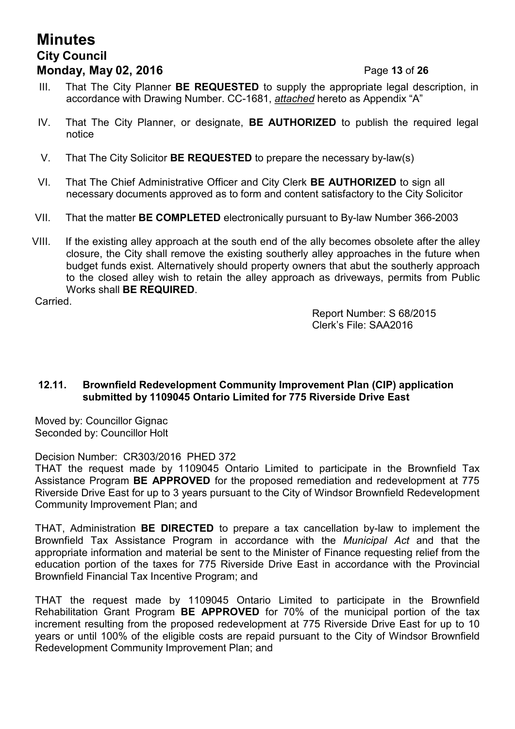III. That The City Planner **BE REQUESTED** to supply the appropriate legal description, in accordance with Drawing Number. CC-1681, ***attached*** hereto as Appendix "A"

IV. That The City Planner, or designate, **BE AUTHORIZED** to publish the required legal notice

V. That The City Solicitor **BE REQUESTED** to prepare the necessary by-law(s)

VI. That The Chief Administrative Officer and City Clerk **BE AUTHORIZED** to sign all necessary documents approved as to form and content satisfactory to the City Solicitor

VII. That the matter **BE COMPLETED** electronically pursuant to By-law Number 366-2003

VIII. If the existing alley approach at the south end of the ally becomes obsolete after the alley closure, the City shall remove the existing southerly alley approaches in the future when budget funds exist. Alternatively should property owners that abut the southerly approach to the closed alley wish to retain the alley approach as driveways, permits from Public Works shall **BE REQUIRED**.

Carried.

Report Number: S 68/2015
Clerk's File: SAA2016

### 12.11. Brownfield Redevelopment Community Improvement Plan (CIP) application submitted by 1109045 Ontario Limited for 775 Riverside Drive East

Moved by: Councillor Gignac
Seconded by: Councillor Holt

Decision Number: CR303/2016 PHED 372

THAT the request made by 1109045 Ontario Limited to participate in the Brownfield Tax Assistance Program **BE APPROVED** for the proposed remediation and redevelopment at 775 Riverside Drive East for up to 3 years pursuant to the City of Windsor Brownfield Redevelopment Community Improvement Plan; and

THAT, Administration **BE DIRECTED** to prepare a tax cancellation by-law to implement the Brownfield Tax Assistance Program in accordance with the *Municipal Act* and that the appropriate information and material be sent to the Minister of Finance requesting relief from the education portion of the taxes for 775 Riverside Drive East in accordance with the Provincial Brownfield Financial Tax Incentive Program; and

THAT the request made by 1109045 Ontario Limited to participate in the Brownfield Rehabilitation Grant Program **BE APPROVED** for 70% of the municipal portion of the tax increment resulting from the proposed redevelopment at 775 Riverside Drive East for up to 10 years or until 100% of the eligible costs are repaid pursuant to the City of Windsor Brownfield Redevelopment Community Improvement Plan; and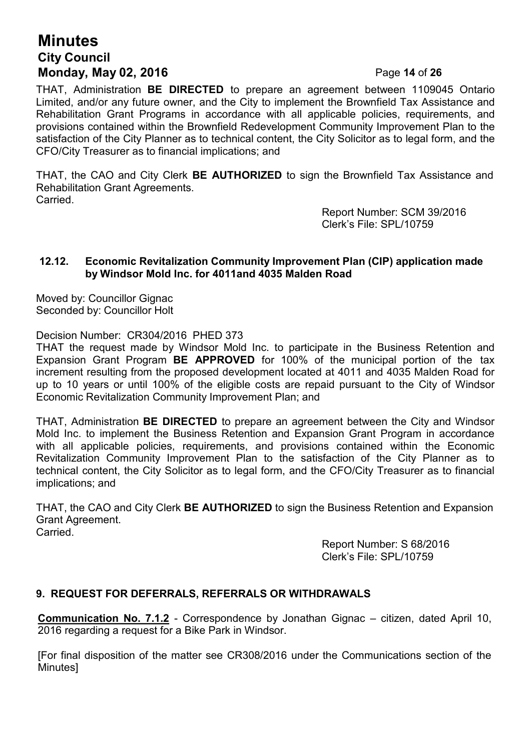THAT, Administration **BE DIRECTED** to prepare an agreement between 1109045 Ontario Limited, and/or any future owner, and the City to implement the Brownfield Tax Assistance and Rehabilitation Grant Programs in accordance with all applicable policies, requirements, and provisions contained within the Brownfield Redevelopment Community Improvement Plan to the satisfaction of the City Planner as to technical content, the City Solicitor as to legal form, and the CFO/City Treasurer as to financial implications; and

THAT, the CAO and City Clerk **BE AUTHORIZED** to sign the Brownfield Tax Assistance and Rehabilitation Grant Agreements.
Carried.

Report Number: SCM 39/2016
Clerk's File: SPL/10759

### 12.12. Economic Revitalization Community Improvement Plan (CIP) application made by Windsor Mold Inc. for 4011and 4035 Malden Road

Moved by: Councillor Gignac
Seconded by: Councillor Holt

Decision Number: CR304/2016 PHED 373
THAT the request made by Windsor Mold Inc. to participate in the Business Retention and Expansion Grant Program **BE APPROVED** for 100% of the municipal portion of the tax increment resulting from the proposed development located at 4011 and 4035 Malden Road for up to 10 years or until 100% of the eligible costs are repaid pursuant to the City of Windsor Economic Revitalization Community Improvement Plan; and

THAT, Administration **BE DIRECTED** to prepare an agreement between the City and Windsor Mold Inc. to implement the Business Retention and Expansion Grant Program in accordance with all applicable policies, requirements, and provisions contained within the Economic Revitalization Community Improvement Plan to the satisfaction of the City Planner as to technical content, the City Solicitor as to legal form, and the CFO/City Treasurer as to financial implications; and

THAT, the CAO and City Clerk **BE AUTHORIZED** to sign the Business Retention and Expansion Grant Agreement.
Carried.

Report Number: S 68/2016
Clerk's File: SPL/10759

## 9. REQUEST FOR DEFERRALS, REFERRALS OR WITHDRAWALS

**Communication No. 7.1.2** - Correspondence by Jonathan Gignac – citizen, dated April 10, 2016 regarding a request for a Bike Park in Windsor.

[For final disposition of the matter see CR308/2016 under the Communications section of the Minutes]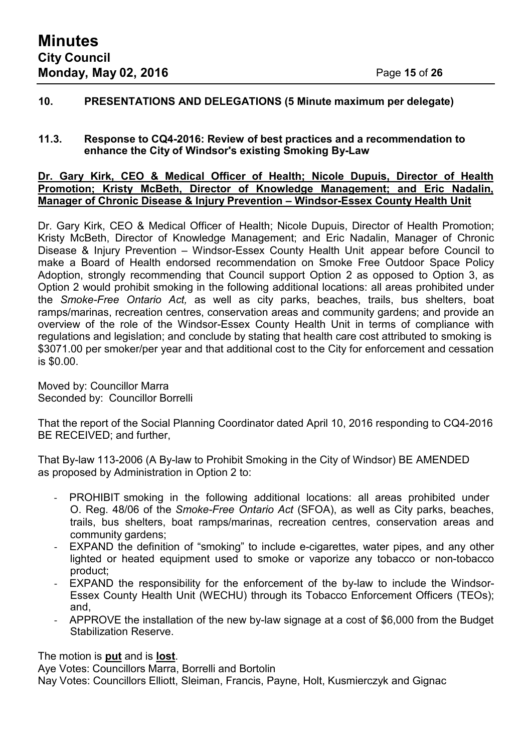## 10. PRESENTATIONS AND DELEGATIONS (5 Minute maximum per delegate)

### 11.3. Response to CQ4-2016: Review of best practices and a recommendation to enhance the City of Windsor's existing Smoking By-Law

**Dr. Gary Kirk, CEO & Medical Officer of Health; Nicole Dupuis, Director of Health Promotion; Kristy McBeth, Director of Knowledge Management; and Eric Nadalin, Manager of Chronic Disease & Injury Prevention – Windsor-Essex County Health Unit**

Dr. Gary Kirk, CEO & Medical Officer of Health; Nicole Dupuis, Director of Health Promotion; Kristy McBeth, Director of Knowledge Management; and Eric Nadalin, Manager of Chronic Disease & Injury Prevention – Windsor-Essex County Health Unit appear before Council to make a Board of Health endorsed recommendation on Smoke Free Outdoor Space Policy Adoption, strongly recommending that Council support Option 2 as opposed to Option 3, as Option 2 would prohibit smoking in the following additional locations: all areas prohibited under the *Smoke-Free Ontario Act,* as well as city parks, beaches, trails, bus shelters, boat ramps/marinas, recreation centres, conservation areas and community gardens; and provide an overview of the role of the Windsor-Essex County Health Unit in terms of compliance with regulations and legislation; and conclude by stating that health care cost attributed to smoking is $3071.00 per smoker/per year and that additional cost to the City for enforcement and cessation is $0.00.

Moved by: Councillor Marra
Seconded by: Councillor Borrelli

That the report of the Social Planning Coordinator dated April 10, 2016 responding to CQ4-2016 BE RECEIVED; and further,

That By-law 113-2006 (A By-law to Prohibit Smoking in the City of Windsor) BE AMENDED as proposed by Administration in Option 2 to:

- PROHIBIT smoking in the following additional locations: all areas prohibited under O. Reg. 48/06 of the *Smoke-Free Ontario Act* (SFOA), as well as City parks, beaches, trails, bus shelters, boat ramps/marinas, recreation centres, conservation areas and community gardens;
- EXPAND the definition of "smoking" to include e-cigarettes, water pipes, and any other lighted or heated equipment used to smoke or vaporize any tobacco or non-tobacco product;
- EXPAND the responsibility for the enforcement of the by-law to include the Windsor-Essex County Health Unit (WECHU) through its Tobacco Enforcement Officers (TEOs); and,
- APPROVE the installation of the new by-law signage at a cost of $6,000 from the Budget Stabilization Reserve.

The motion is **put** and is **lost**.
Aye Votes: Councillors Marra, Borrelli and Bortolin
Nay Votes: Councillors Elliott, Sleiman, Francis, Payne, Holt, Kusmierczyk and Gignac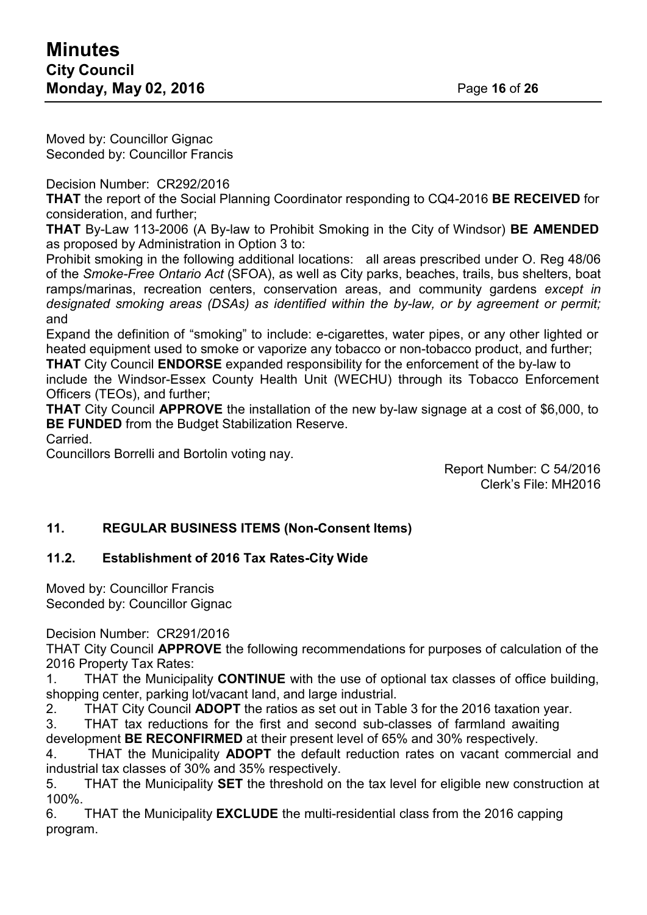Moved by: Councillor Gignac
Seconded by: Councillor Francis

Decision Number: CR292/2016

**THAT** the report of the Social Planning Coordinator responding to CQ4-2016 **BE RECEIVED** for consideration, and further;

**THAT** By-Law 113-2006 (A By-law to Prohibit Smoking in the City of Windsor) **BE AMENDED** as proposed by Administration in Option 3 to:

Prohibit smoking in the following additional locations: all areas prescribed under O. Reg 48/06 of the *Smoke-Free Ontario Act* (SFOA), as well as City parks, beaches, trails, bus shelters, boat ramps/marinas, recreation centers, conservation areas, and community gardens *except in designated smoking areas (DSAs) as identified within the by-law, or by agreement or permit;* and

Expand the definition of "smoking" to include: e-cigarettes, water pipes, or any other lighted or heated equipment used to smoke or vaporize any tobacco or non-tobacco product, and further;

**THAT** City Council **ENDORSE** expanded responsibility for the enforcement of the by-law to include the Windsor-Essex County Health Unit (WECHU) through its Tobacco Enforcement Officers (TEOs), and further;

**THAT** City Council **APPROVE** the installation of the new by-law signage at a cost of $6,000, to **BE FUNDED** from the Budget Stabilization Reserve.

Carried.

Councillors Borrelli and Bortolin voting nay.

Report Number: C 54/2016
Clerk's File: MH2016

## 11. REGULAR BUSINESS ITEMS (Non-Consent Items)

### 11.2. Establishment of 2016 Tax Rates-City Wide

Moved by: Councillor Francis
Seconded by: Councillor Gignac

Decision Number: CR291/2016

THAT City Council **APPROVE** the following recommendations for purposes of calculation of the 2016 Property Tax Rates:

1. THAT the Municipality **CONTINUE** with the use of optional tax classes of office building, shopping center, parking lot/vacant land, and large industrial.
2. THAT City Council **ADOPT** the ratios as set out in Table 3 for the 2016 taxation year.
3. THAT tax reductions for the first and second sub-classes of farmland awaiting development **BE RECONFIRMED** at their present level of 65% and 30% respectively.
4. THAT the Municipality **ADOPT** the default reduction rates on vacant commercial and industrial tax classes of 30% and 35% respectively.
5. THAT the Municipality **SET** the threshold on the tax level for eligible new construction at 100%.
6. THAT the Municipality **EXCLUDE** the multi-residential class from the 2016 capping program.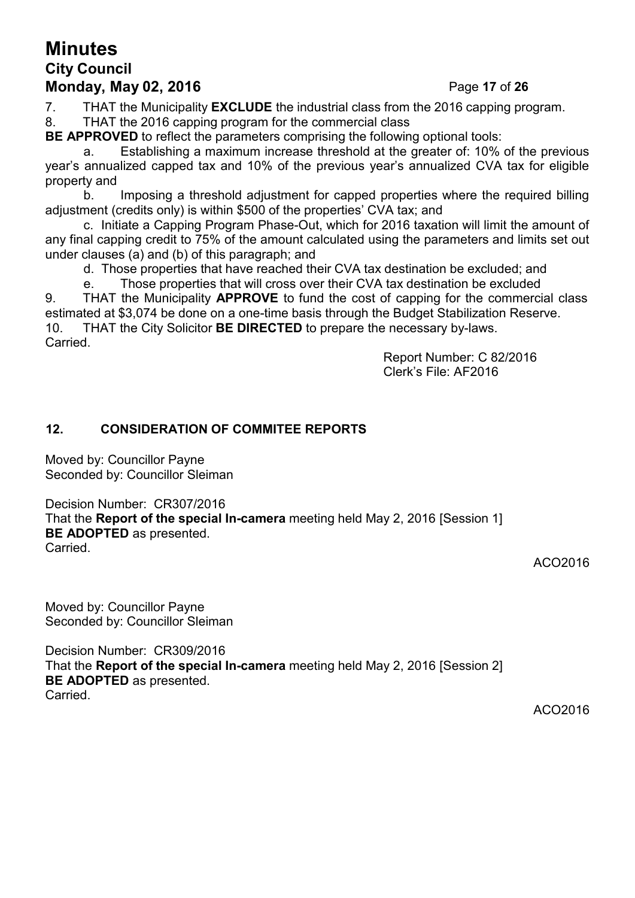7. THAT the Municipality **EXCLUDE** the industrial class from the 2016 capping program.

8. THAT the 2016 capping program for the commercial class **BE APPROVED** to reflect the parameters comprising the following optional tools:

   a. Establishing a maximum increase threshold at the greater of: 10% of the previous year's annualized capped tax and 10% of the previous year's annualized CVA tax for eligible property and

   b. Imposing a threshold adjustment for capped properties where the required billing adjustment (credits only) is within $500 of the properties' CVA tax; and

   c. Initiate a Capping Program Phase-Out, which for 2016 taxation will limit the amount of any final capping credit to 75% of the amount calculated using the parameters and limits set out under clauses (a) and (b) of this paragraph; and

   d. Those properties that have reached their CVA tax destination be excluded; and

   e. Those properties that will cross over their CVA tax destination be excluded

9. THAT the Municipality **APPROVE** to fund the cost of capping for the commercial class estimated at $3,074 be done on a one-time basis through the Budget Stabilization Reserve.

10. THAT the City Solicitor **BE DIRECTED** to prepare the necessary by-laws.

Carried.

Report Number: C 82/2016
Clerk's File: AF2016

## 12. CONSIDERATION OF COMMITEE REPORTS

Moved by: Councillor Payne
Seconded by: Councillor Sleiman

Decision Number: CR307/2016
That the **Report of the special In-camera** meeting held May 2, 2016 [Session 1] **BE ADOPTED** as presented.
Carried.

ACO2016

Moved by: Councillor Payne
Seconded by: Councillor Sleiman

Decision Number: CR309/2016
That the **Report of the special In-camera** meeting held May 2, 2016 [Session 2] **BE ADOPTED** as presented.
Carried.

ACO2016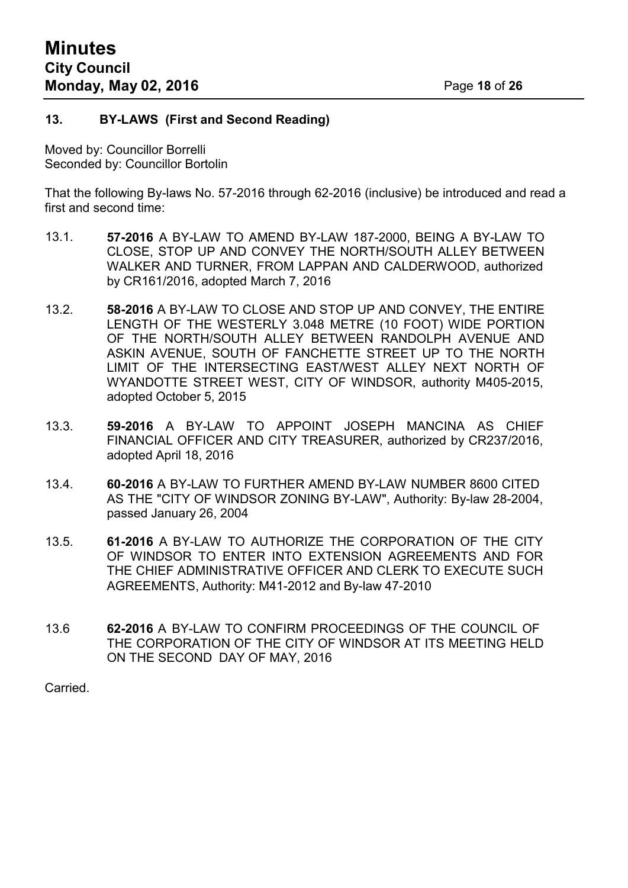## 13. BY-LAWS (First and Second Reading)

Moved by: Councillor Borrelli
Seconded by: Councillor Bortolin

That the following By-laws No. 57-2016 through 62-2016 (inclusive) be introduced and read a first and second time:

13.1. **57-2016** A BY-LAW TO AMEND BY-LAW 187-2000, BEING A BY-LAW TO CLOSE, STOP UP AND CONVEY THE NORTH/SOUTH ALLEY BETWEEN WALKER AND TURNER, FROM LAPPAN AND CALDERWOOD, authorized by CR161/2016, adopted March 7, 2016

13.2. **58-2016** A BY-LAW TO CLOSE AND STOP UP AND CONVEY, THE ENTIRE LENGTH OF THE WESTERLY 3.048 METRE (10 FOOT) WIDE PORTION OF THE NORTH/SOUTH ALLEY BETWEEN RANDOLPH AVENUE AND ASKIN AVENUE, SOUTH OF FANCHETTE STREET UP TO THE NORTH LIMIT OF THE INTERSECTING EAST/WEST ALLEY NEXT NORTH OF WYANDOTTE STREET WEST, CITY OF WINDSOR, authority M405-2015, adopted October 5, 2015

13.3. **59-2016** A BY-LAW TO APPOINT JOSEPH MANCINA AS CHIEF FINANCIAL OFFICER AND CITY TREASURER, authorized by CR237/2016, adopted April 18, 2016

13.4. **60-2016** A BY-LAW TO FURTHER AMEND BY-LAW NUMBER 8600 CITED AS THE "CITY OF WINDSOR ZONING BY-LAW", Authority: By-law 28-2004, passed January 26, 2004

13.5. **61-2016** A BY-LAW TO AUTHORIZE THE CORPORATION OF THE CITY OF WINDSOR TO ENTER INTO EXTENSION AGREEMENTS AND FOR THE CHIEF ADMINISTRATIVE OFFICER AND CLERK TO EXECUTE SUCH AGREEMENTS, Authority: M41-2012 and By-law 47-2010

13.6 **62-2016** A BY-LAW TO CONFIRM PROCEEDINGS OF THE COUNCIL OF THE CORPORATION OF THE CITY OF WINDSOR AT ITS MEETING HELD ON THE SECOND DAY OF MAY, 2016

Carried.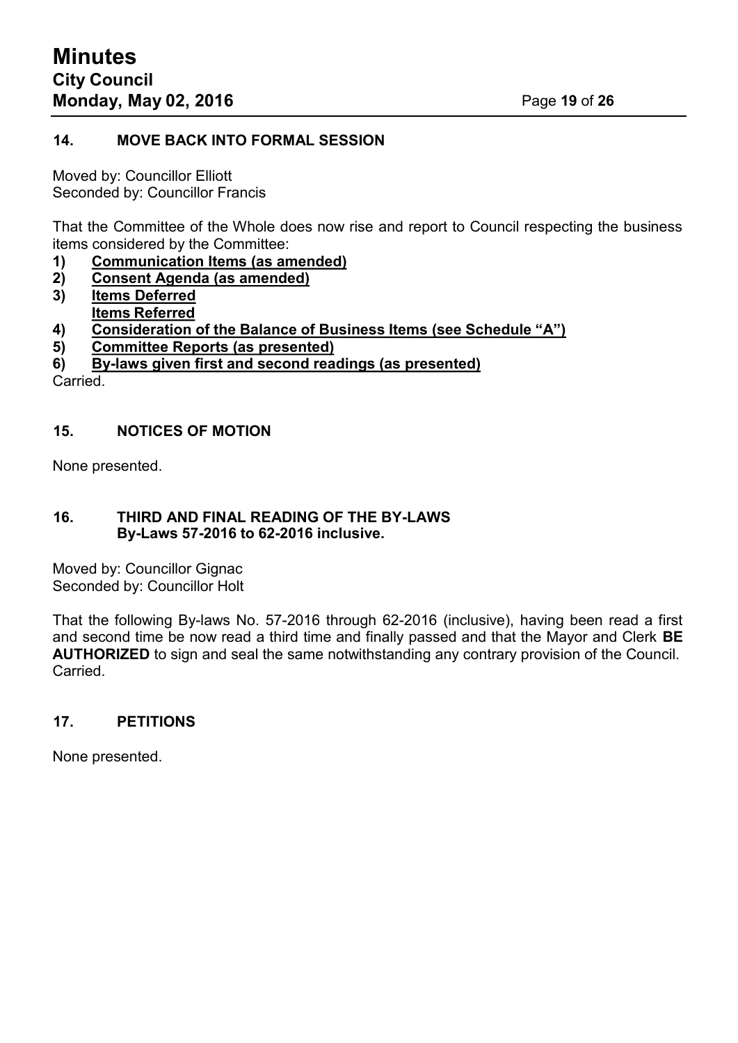## 14. MOVE BACK INTO FORMAL SESSION

Moved by: Councillor Elliott
Seconded by: Councillor Francis

That the Committee of the Whole does now rise and report to Council respecting the business items considered by the Committee:

1) **Communication Items (as amended)**
2) **Consent Agenda (as amended)**
3) **Items Deferred**
   **Items Referred**
4) **Consideration of the Balance of Business Items (see Schedule "A")**
5) **Committee Reports (as presented)**
6) **By-laws given first and second readings (as presented)**

Carried.

## 15. NOTICES OF MOTION

None presented.

## 16. THIRD AND FINAL READING OF THE BY-LAWS
**By-Laws 57-2016 to 62-2016 inclusive.**

Moved by: Councillor Gignac
Seconded by: Councillor Holt

That the following By-laws No. 57-2016 through 62-2016 (inclusive), having been read a first and second time be now read a third time and finally passed and that the Mayor and Clerk **BE AUTHORIZED** to sign and seal the same notwithstanding any contrary provision of the Council.
Carried.

## 17. PETITIONS

None presented.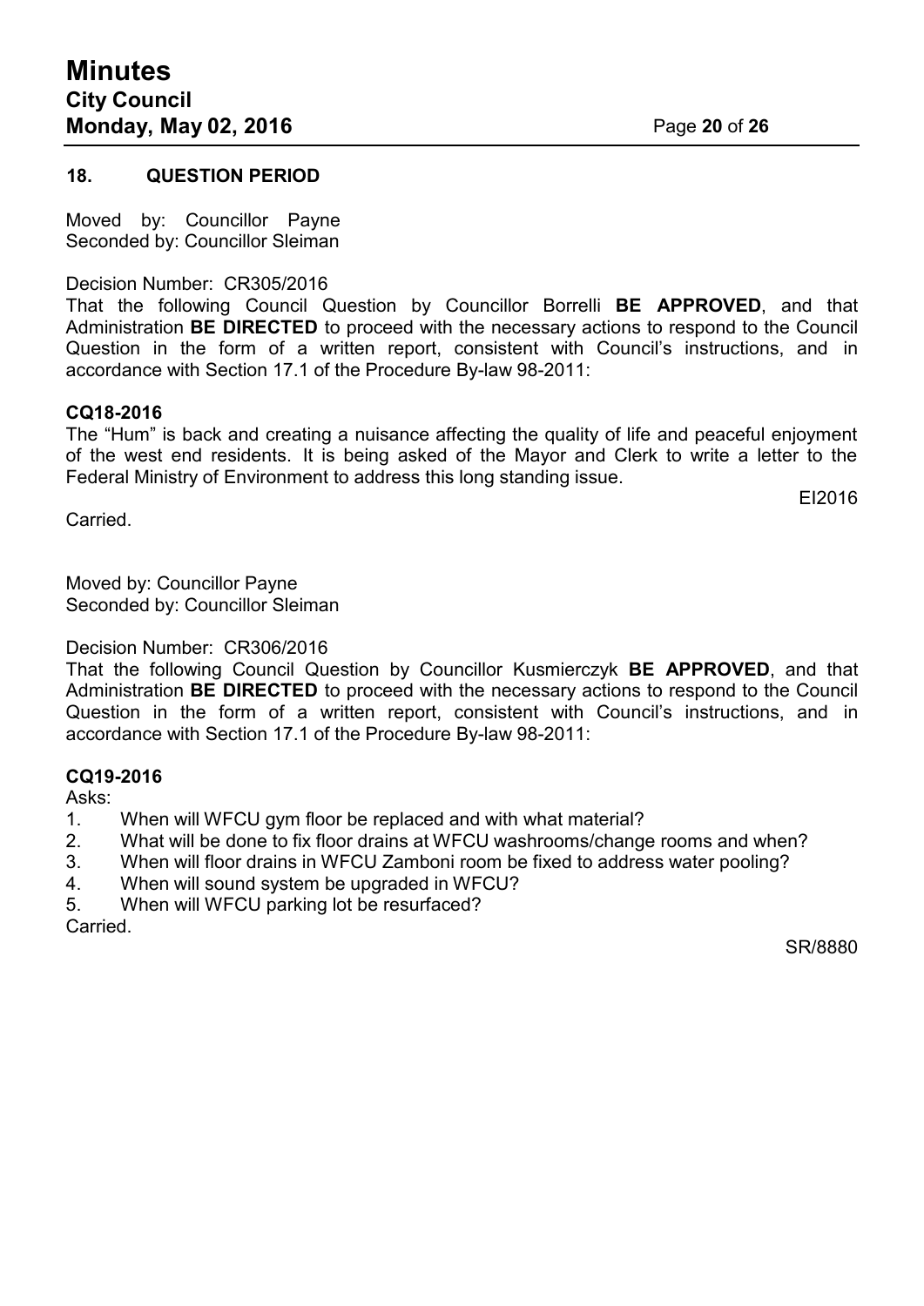## 18. QUESTION PERIOD

Moved by: Councillor Payne
Seconded by: Councillor Sleiman

Decision Number: CR305/2016
That the following Council Question by Councillor Borrelli **BE APPROVED**, and that Administration **BE DIRECTED** to proceed with the necessary actions to respond to the Council Question in the form of a written report, consistent with Council's instructions, and in accordance with Section 17.1 of the Procedure By-law 98-2011:

**CQ18-2016**
The "Hum" is back and creating a nuisance affecting the quality of life and peaceful enjoyment of the west end residents. It is being asked of the Mayor and Clerk to write a letter to the Federal Ministry of Environment to address this long standing issue.

EI2016

Carried.

Moved by: Councillor Payne
Seconded by: Councillor Sleiman

Decision Number: CR306/2016
That the following Council Question by Councillor Kusmierczyk **BE APPROVED**, and that Administration **BE DIRECTED** to proceed with the necessary actions to respond to the Council Question in the form of a written report, consistent with Council's instructions, and in accordance with Section 17.1 of the Procedure By-law 98-2011:

**CQ19-2016**
Asks:

1. When will WFCU gym floor be replaced and with what material?
2. What will be done to fix floor drains at WFCU washrooms/change rooms and when?
3. When will floor drains in WFCU Zamboni room be fixed to address water pooling?
4. When will sound system be upgraded in WFCU?
5. When will WFCU parking lot be resurfaced?

Carried.

SR/8880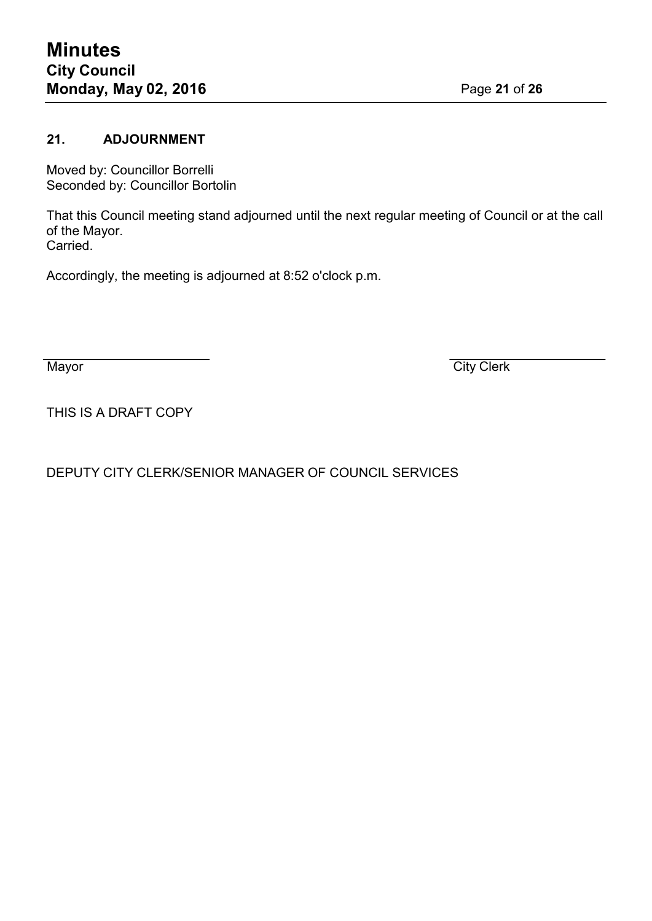## 21. ADJOURNMENT

Moved by: Councillor Borrelli
Seconded by: Councillor Bortolin

That this Council meeting stand adjourned until the next regular meeting of Council or at the call of the Mayor.
Carried.

Accordingly, the meeting is adjourned at 8:52 o'clock p.m.

| ______________________ | ______________________ |
| --- | --- |
| Mayor | City Clerk |

THIS IS A DRAFT COPY

DEPUTY CITY CLERK/SENIOR MANAGER OF COUNCIL SERVICES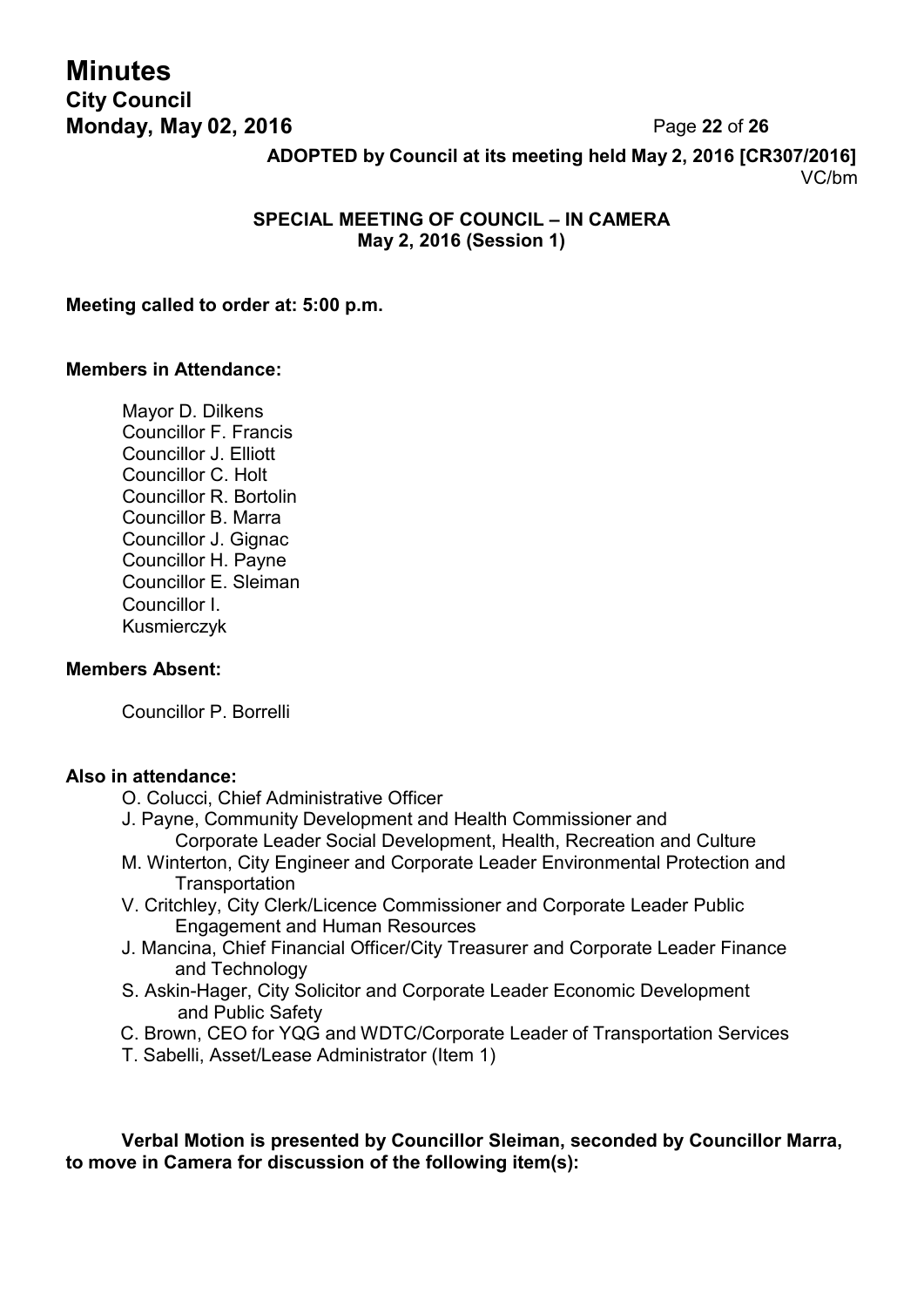**ADOPTED by Council at its meeting held May 2, 2016 [CR307/2016]**
VC/bm

**SPECIAL MEETING OF COUNCIL – IN CAMERA**
**May 2, 2016 (Session 1)**

**Meeting called to order at: 5:00 p.m.**

**Members in Attendance:**

Mayor D. Dilkens
Councillor F. Francis
Councillor J. Elliott
Councillor C. Holt
Councillor R. Bortolin
Councillor B. Marra
Councillor J. Gignac
Councillor H. Payne
Councillor E. Sleiman
Councillor I. Kusmierczyk

**Members Absent:**

Councillor P. Borrelli

**Also in attendance:**

- O. Colucci, Chief Administrative Officer
- J. Payne, Community Development and Health Commissioner and Corporate Leader Social Development, Health, Recreation and Culture
- M. Winterton, City Engineer and Corporate Leader Environmental Protection and Transportation
- V. Critchley, City Clerk/Licence Commissioner and Corporate Leader Public Engagement and Human Resources
- J. Mancina, Chief Financial Officer/City Treasurer and Corporate Leader Finance and Technology
- S. Askin-Hager, City Solicitor and Corporate Leader Economic Development and Public Safety
- C. Brown, CEO for YQG and WDTC/Corporate Leader of Transportation Services
- T. Sabelli, Asset/Lease Administrator (Item 1)

**Verbal Motion is presented by Councillor Sleiman, seconded by Councillor Marra, to move in Camera for discussion of the following item(s):**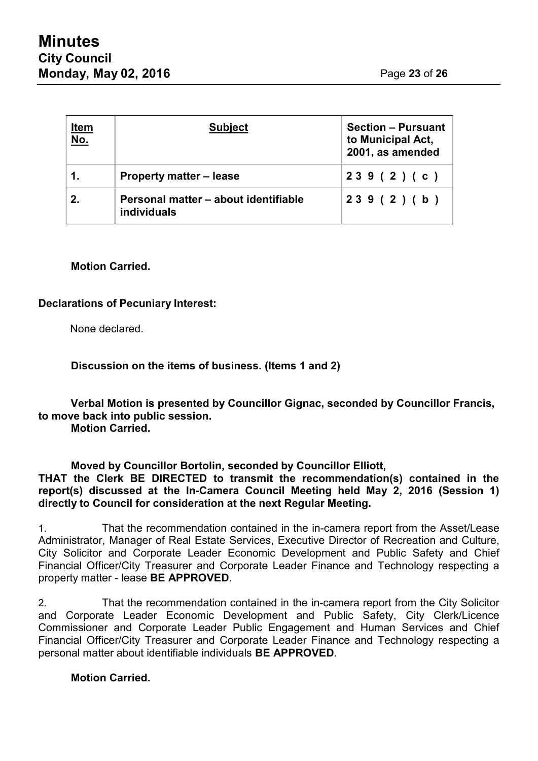| Item No. | Subject | Section – Pursuant to Municipal Act, 2001, as amended |
|---|---|---|
| 1. | **Property matter – lease** | **2 3 9 ( 2 ) ( c )** |
| 2. | **Personal matter – about identifiable individuals** | **2 3 9 ( 2 ) ( b )** |

**Motion Carried.**

**Declarations of Pecuniary Interest:**

None declared.

**Discussion on the items of business. (Items 1 and 2)**

**Verbal Motion is presented by Councillor Gignac, seconded by Councillor Francis, to move back into public session.**
**Motion Carried.**

**Moved by Councillor Bortolin, seconded by Councillor Elliott,**
**THAT the Clerk BE DIRECTED to transmit the recommendation(s) contained in the report(s) discussed at the In-Camera Council Meeting held May 2, 2016 (Session 1) directly to Council for consideration at the next Regular Meeting.**

1. That the recommendation contained in the in-camera report from the Asset/Lease Administrator, Manager of Real Estate Services, Executive Director of Recreation and Culture, City Solicitor and Corporate Leader Economic Development and Public Safety and Chief Financial Officer/City Treasurer and Corporate Leader Finance and Technology respecting a property matter - lease **BE APPROVED**.

2. That the recommendation contained in the in-camera report from the City Solicitor and Corporate Leader Economic Development and Public Safety, City Clerk/Licence Commissioner and Corporate Leader Public Engagement and Human Services and Chief Financial Officer/City Treasurer and Corporate Leader Finance and Technology respecting a personal matter about identifiable individuals **BE APPROVED**.

**Motion Carried.**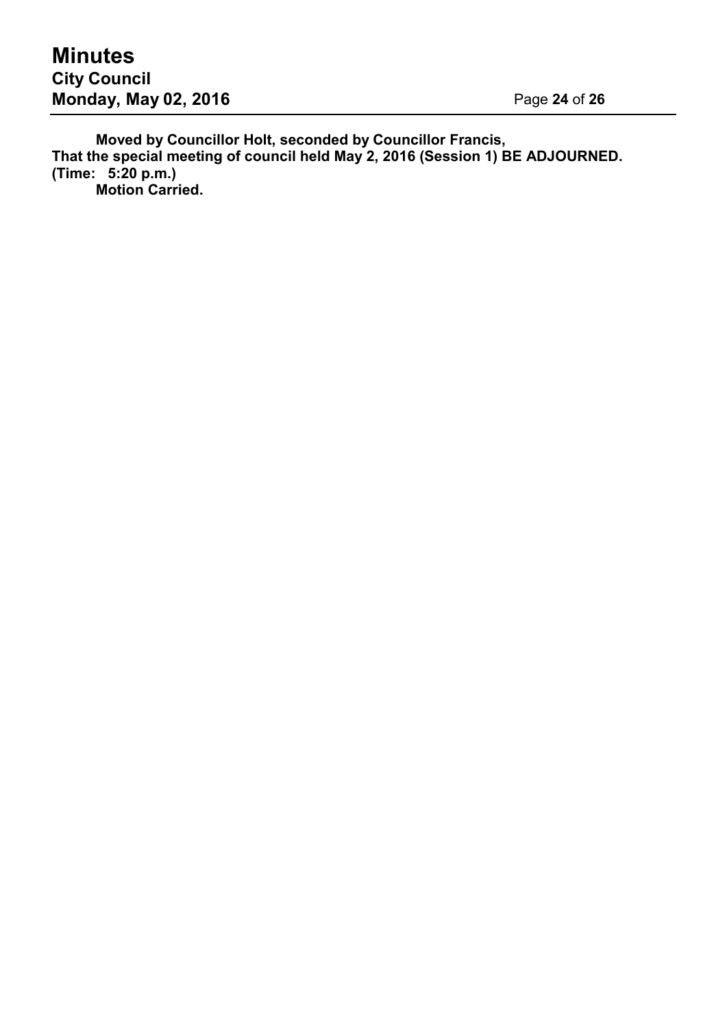**Moved by Councillor Holt, seconded by Councillor Francis,**
**That the special meeting of council held May 2, 2016 (Session 1) BE ADJOURNED.**
**(Time: 5:20 p.m.)**
**Motion Carried.**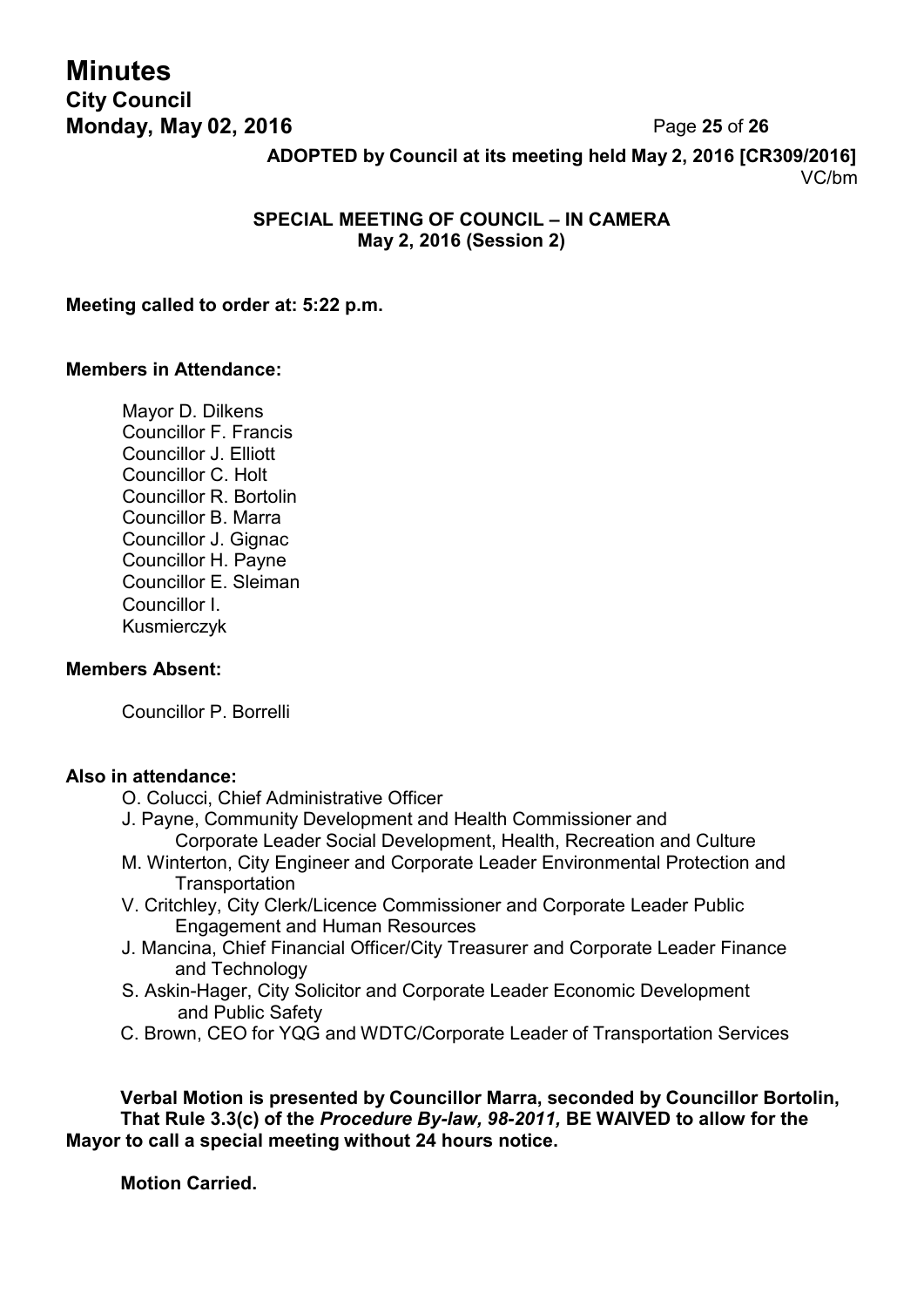**ADOPTED by Council at its meeting held May 2, 2016 [CR309/2016]**
VC/bm

**SPECIAL MEETING OF COUNCIL – IN CAMERA**
**May 2, 2016 (Session 2)**

**Meeting called to order at: 5:22 p.m.**

**Members in Attendance:**

Mayor D. Dilkens
Councillor F. Francis
Councillor J. Elliott
Councillor C. Holt
Councillor R. Bortolin
Councillor B. Marra
Councillor J. Gignac
Councillor H. Payne
Councillor E. Sleiman
Councillor I. Kusmierczyk

**Members Absent:**

Councillor P. Borrelli

**Also in attendance:**

O. Colucci, Chief Administrative Officer
J. Payne, Community Development and Health Commissioner and Corporate Leader Social Development, Health, Recreation and Culture
M. Winterton, City Engineer and Corporate Leader Environmental Protection and Transportation
V. Critchley, City Clerk/Licence Commissioner and Corporate Leader Public Engagement and Human Resources
J. Mancina, Chief Financial Officer/City Treasurer and Corporate Leader Finance and Technology
S. Askin-Hager, City Solicitor and Corporate Leader Economic Development and Public Safety
C. Brown, CEO for YQG and WDTC/Corporate Leader of Transportation Services

**Verbal Motion is presented by Councillor Marra, seconded by Councillor Bortolin, That Rule 3.3(c) of the *Procedure By-law, 98-2011,* BE WAIVED to allow for the Mayor to call a special meeting without 24 hours notice.**

**Motion Carried.**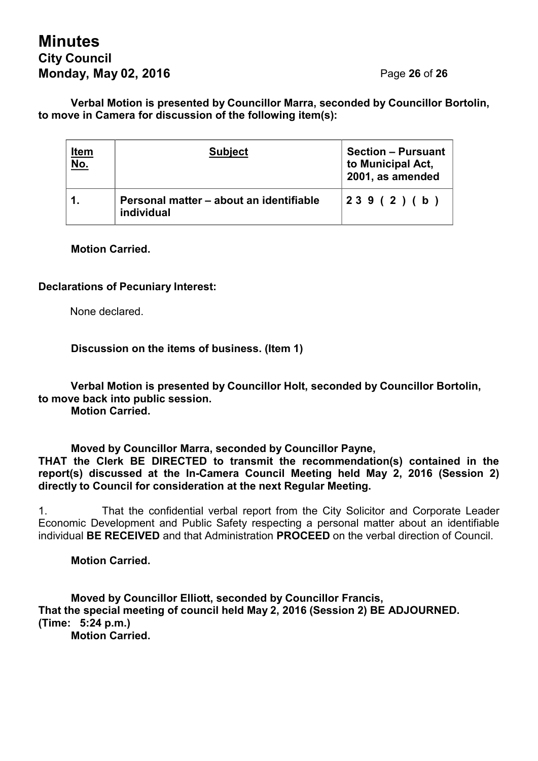**Verbal Motion is presented by Councillor Marra, seconded by Councillor Bortolin, to move in Camera for discussion of the following item(s):**

| Item No. | Subject | Section – Pursuant to Municipal Act, 2001, as amended |
|---|---|---|
| 1. | Personal matter – about an identifiable individual | 239 (2) (b) |

**Motion Carried.**

**Declarations of Pecuniary Interest:**

None declared.

**Discussion on the items of business. (Item 1)**

**Verbal Motion is presented by Councillor Holt, seconded by Councillor Bortolin, to move back into public session.**
**Motion Carried.**

**Moved by Councillor Marra, seconded by Councillor Payne,**
**THAT the Clerk BE DIRECTED to transmit the recommendation(s) contained in the report(s) discussed at the In-Camera Council Meeting held May 2, 2016 (Session 2) directly to Council for consideration at the next Regular Meeting.**

1. That the confidential verbal report from the City Solicitor and Corporate Leader Economic Development and Public Safety respecting a personal matter about an identifiable individual **BE RECEIVED** and that Administration **PROCEED** on the verbal direction of Council.

**Motion Carried.**

**Moved by Councillor Elliott, seconded by Councillor Francis,**
**That the special meeting of council held May 2, 2016 (Session 2) BE ADJOURNED.**
**(Time: 5:24 p.m.)**
**Motion Carried.**